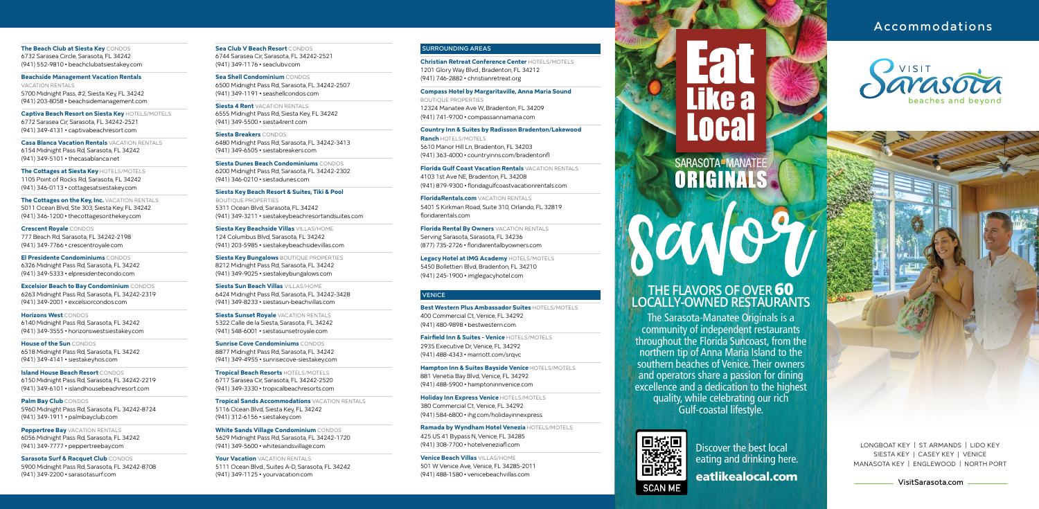**The Beach Club at Siesta Key** CONDOS
6732 Sarasea Circle, Sarasota, FL 34242
(941) 552-9810 • beachclubatsiestakey.com

**Beachside Management Vacation Rentals** VACATION RENTALS
5700 Midnight Pass, #2, Siesta Key, FL 34242
(941) 203-8058 • beachsidemanagement.com

**Captiva Beach Resort on Siesta Key** HOTELS/MOTELS
6772 Sarasea Cir, Sarasota, FL 34242-2521
(941) 349-4131 • captivabeachresort.com

**Casa Blanca Vacation Rentals** VACATION RENTALS
6154 Midnight Pass Rd, Sarasota, FL 34242
(941) 349-5101 • thecasablanca.net

**The Cottages at Siesta Key** HOTELS/MOTELS
1105 Point of Rocks Rd, Sarasota, FL 34242
(941) 346-0113 • cottagesatsiestakey.com

**The Cottages on the Key, Inc.** VACATION RENTALS
5011 Ocean Blvd, Ste 303, Siesta Key, FL 34242
(941) 346-1200 • thecottagesonthekey.com

**Crescent Royale** CONDOS
777 Beach Rd, Sarasota, FL 34242-2198
(941) 349-7766 • crescentroyale.com

**El Presidente Condominiums** CONDOS
6326 Midnight Pass Rd, Sarasota, FL 34242
(941) 349-5333 • elpresidentecondo.com

**Excelsior Beach to Bay Condominium** CONDOS
6263 Midnight Pass Rd, Sarasota, FL 34242-2319
(941) 349-2001 • excelsiorcondos.com

**Horizons West** CONDOS
6140 Midnight Pass Rd, Sarasota, FL 34242
(941) 349-3555 • horizonswestsiestakey.com

**House of the Sun** CONDOS
6518 Midnight Pass Rd, Sarasota, FL 34242
(941) 349-4141 • siestakeyhos.com

**Island House Beach Resort** CONDOS
6150 Midnight Pass Rd, Sarasota, FL 34242-2219
(941) 349-6101 • islandhousebeachresort.com

**Palm Bay Club** CONDOS
5960 Midnight Pass Rd, Sarasota, FL 34242-8724
(941) 349-1911 • palmbayclub.com

**Peppertree Bay** VACATION RENTALS
6056 Midnight Pass Rd, Sarasota, FL 34242
(941) 349-7777 • peppertreebay.com

**Sarasota Surf & Racquet Club** CONDOS
5900 Midnight Pass Rd, Sarasota, FL 34242-8708
(941) 349-2200 • sarasotasurf.com

**Sea Club V Beach Resort** CONDOS
6744 Sarasea Cir, Sarasota, FL 34242-2521
(941) 349-1176 • seaclubv.com

**Sea Shell Condominium** CONDOS
6500 Midnight Pass Rd, Sarasota, FL 34242-2507
(941) 349-1191 • seashellcondos.com

**Siesta 4 Rent** VACATION RENTALS
6555 Midnight Pass Rd, Siesta Key, FL 34242
(941) 349-5500 • siesta4rent.com

**Siesta Breakers** CONDOS
6480 Midnight Pass Rd, Sarasota, FL 34242-3413
(941) 349-6505 • siestabreakers.com

**Siesta Dunes Beach Condominiums** CONDOS
6200 Midnight Pass Rd, Sarasota, FL 34242-2302
(941) 346-0210 • siestadunes.com

**Siesta Key Beach Resort & Suites, Tiki & Pool** BOUTIQUE PROPERTIES
5311 Ocean Blvd, Sarasota, FL 34242
(941) 349-3211 • siestakeybeachresortandsuites.com

**Siesta Key Beachside Villas** VILLAS/HOME
124 Columbus Blvd, Sarasota, FL 34242
(941) 203-5985 • siestakeybeachsidevillas.com

**Siesta Key Bungalows** BOUTIQUE PROPERTIES
8212 Midnight Pass Rd, Sarasota, FL 34242
(941) 349-9025 • siestakeybungalows.com

**Siesta Sun Beach Villas** VILLAS/HOME
6424 Midnight Pass Rd, Sarasota, FL 34242-3428
(941) 349-8233 • siestasun-beachvillas.com

**Siesta Sunset Royale** VACATION RENTALS
5322 Calle de la Siesta, Sarasota, FL 34242
(941) 548-6001 • siestasunsetroyale.com

**Sunrise Cove Condominiums** CONDOS
8877 Midnight Pass Rd, Sarasota, FL 34242
(941) 349-4955 • sunrisecove-siestakey.com

**Tropical Beach Resorts** HOTELS/MOTELS
6717 Sarasea Cir, Sarasota, FL 34242-2520
(941) 349-3330 • tropicalbeachresorts.com

**Tropical Sands Accommodations** VACATION RENTALS
5116 Ocean Blvd, Siesta Key, FL 34242
(941) 312-6156 • siestakey.com

**White Sands Village Condominium** CONDOS
5629 Midnight Pass Rd, Sarasota, FL 34242-1720
(941) 349-5600 • whitesandsvillage.com

**Your Vacation** VACATION RENTALS
5111 Ocean Blvd., Suites A-D, Sarasota, FL 34242
(941) 349-1125 • yourvacation.com

## SURROUNDING AREAS

**Christian Retreat Conference Center** HOTELS/MOTELS
1201 Glory Way Blvd., Bradenton, FL 34212
(941) 746-2882 • christianretreat.org

**Compass Hotel by Margaritaville, Anna Maria Sound** BOUTIQUE PROPERTIES
12324 Manatee Ave W, Bradenton, FL 34209
(941) 741-9700 • compassannamaria.com

**Country Inn & Suites by Radisson Bradenton/Lakewood Ranch** HOTELS/MOTELS
5610 Manor Hill Ln, Bradenton, FL 34203
(941) 363-4000 • countryinns.com/bradentonfl

**Florida Gulf Coast Vacation Rentals** VACATION RENTALS
4103 1st Ave NE, Bradenton, FL 34208
(941) 879-9300 • floridagulfcoastvacationrentals.com

**FloridaRentals.com** VACATION RENTALS
5401 S Kirkman Road, Suite 310, Orlando, FL 32819
floridarentals.com

**Florida Rental By Owners** VACATION RENTALS
Serving Sarasota, Sarasota, FL 34236
(877) 735-2726 • floridarentalbyowners.com

**Legacy Hotel at IMG Academy** HOTELS/MOTELS
5450 Bollettieri Blvd, Bradenton, FL 34210
(941) 245-1900 • imglegacyhotel.com

## VENICE

**Best Western Plus Ambassador Suites** HOTELS/MOTELS
400 Commercial Ct, Venice, FL 34292
(941) 480-9898 • bestwestern.com

**Fairfield Inn & Suites - Venice** HOTELS/MOTELS
2935 Executive Dr, Venice, FL 34292
(941) 488-4343 • marriott.com/srqvc

**Hampton Inn & Suites Bayside Venice** HOTELS/MOTELS
881 Venetia Bay Blvd, Venice, FL 34292
(941) 488-5900 • hamptoninnvenice.com

**Holiday Inn Express Venice** HOTELS/MOTELS
380 Commercial Ct, Venice, FL 34292
(941) 584-6800 • ihg.com/holidayinnexpress

**Ramada by Wyndham Hotel Venezia** HOTELS/MOTELS
425 US 41 Bypass N, Venice, FL 34285
(941) 308-7700 • hotelveneziafl.com

**Venice Beach Villas** VILLAS/HOME
501 W Venice Ave, Venice, FL 34285-2011
(941) 488-1580 • venicebeachvillas.com

# Eat Like a Local

SARASOTA MANATEE ORIGINALS

Savor

## THE FLAVORS OF OVER 60 LOCALLY-OWNED RESTAURANTS

The Sarasota-Manatee Originals is a community of independent restaurants throughout the Florida Suncoast, from the northern tip of Anna Maria Island to the southern beaches of Venice. Their owners and operators share a passion for dining excellence and a dedication to the highest quality, while celebrating our rich Gulf-coastal lifestyle.

SCAN ME

Discover the best local eating and drinking here.

**eatlikealocal.com**

# Accommodations

VISIT Sarasota beaches and beyond

LONGBOAT KEY | ST. ARMANDS | LIDO KEY
SIESTA KEY | CASEY KEY | VENICE
MANASOTA KEY | ENGLEWOOD | NORTH PORT

VisitSarasota.com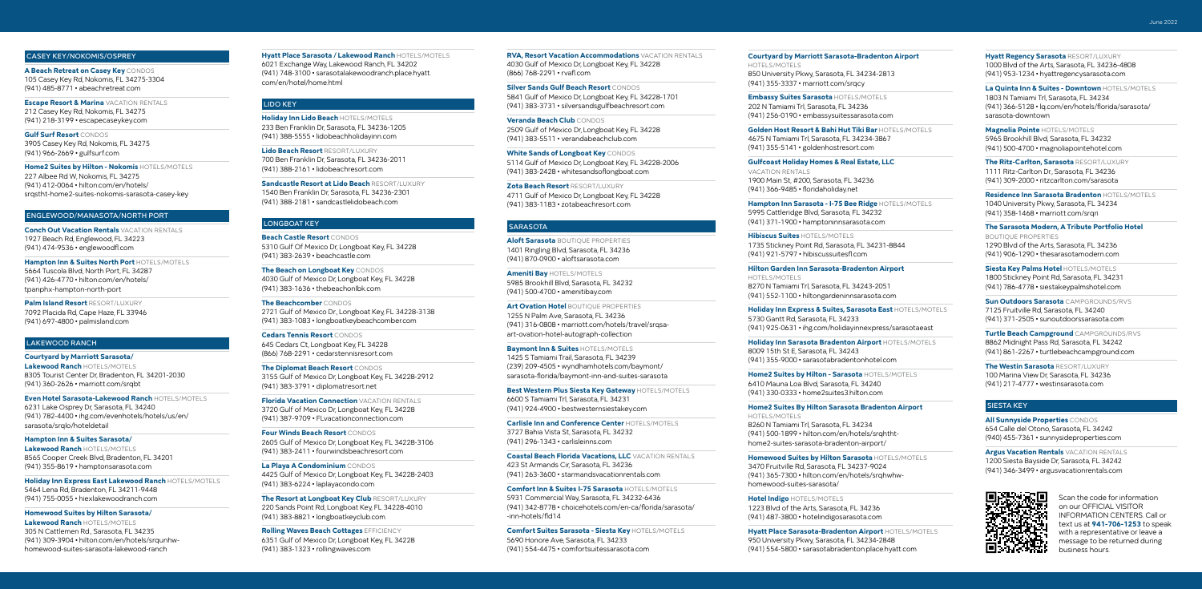## CASEY KEY/NOKOMIS/OSPREY

**A Beach Retreat on Casey Key** CONDOS
105 Casey Key Rd, Nokomis, FL 34275-3304
(941) 485-8771 • abeachretreat.com

**Escape Resort & Marina** VACATION RENTALS
212 Casey Key Rd, Nokomis, FL 34275
(941) 218-3199 • escapecaseykey.com

**Gulf Surf Resort** CONDOS
3905 Casey Key Rd, Nokomis, FL 34275
(941) 966-2669 • gulfsurf.com

**Home2 Suites by Hilton - Nokomis** HOTELS/MOTELS
227 Albee Rd W, Nokomis, FL 34275
(941) 412-0064 • hilton.com/en/hotels/srqstht-home2-suites-nokomis-sarasota-casey-key

## ENGLEWOOD/MANASOTA/NORTH PORT

**Conch Out Vacation Rentals** VACATION RENTALS
1927 Beach Rd, Englewood, FL 34223
(941) 474-9536 • englewoodfl.com

**Hampton Inn & Suites North Port** HOTELS/MOTELS
5664 Tuscola Blvd, North Port, FL 34287
(941) 426-4770 • hilton.com/en/hotels/tpanphx-hampton-north-port

**Palm Island Resort** RESORT/LUXURY
7092 Placida Rd, Cape Haze, FL 33946
(941) 697-4800 • palmisland.com

## LAKEWOOD RANCH

**Courtyard by Marriott Sarasota/ Lakewood Ranch** HOTELS/MOTELS
8305 Tourist Center Dr, Bradenton, FL 34201-2030
(941) 360-2626 • marriott.com/srqbt

**Even Hotel Sarasota-Lakewood Ranch** HOTELS/MOTELS
6231 Lake Osprey Dr, Sarasota, FL 34240
(941) 782-4400 • ihg.com/evenhotels/hotels/us/en/sarasota/srqlo/hoteldetail

**Hampton Inn & Suites Sarasota/ Lakewood Ranch** HOTELS/MOTELS
8565 Cooper Creek Blvd, Bradenton, FL 34201
(941) 355-8619 • hamptonsarasota.com

**Holiday Inn Express East Lakewood Ranch** HOTELS/MOTELS
5464 Lena Rd, Bradenton, FL 34211-9448
(941) 755-0055 • hiexlakewoodranch.com

**Homewood Suites by Hilton Sarasota/ Lakewood Ranch** HOTELS/MOTELS
305 N Cattlemen Rd., Sarasota, FL 34235
(941) 309-3904 • hilton.com/en/hotels/srqunhw-homewood-suites-sarasota-lakewood-ranch

**Hyatt Place Sarasota / Lakewood Ranch** HOTELS/MOTELS
6021 Exchange Way, Lakewood Ranch, FL 34202
(941) 748-3100 • sarasotalakewoodranch.place.hyatt.com/en/hotel/home.html

## LIDO KEY

**Holiday Inn Lido Beach** HOTELS/MOTELS
233 Ben Franklin Dr, Sarasota, FL 34236-1205
(941) 388-5555 • lidobeachholidayinn.com

**Lido Beach Resort** RESORT/LUXURY
700 Ben Franklin Dr, Sarasota, FL 34236-2011
(941) 388-2161 • lidobeachresort.com

**Sandcastle Resort at Lido Beach** RESORT/LUXURY
1540 Ben Franklin Dr, Sarasota, FL 34236-2301
(941) 388-2181 • sandcastlelidobeach.com

## LONGBOAT KEY

**Beach Castle Resort** CONDOS
5310 Gulf Of Mexico Dr, Longboat Key, FL 34228
(941) 383-2639 • beachcastle.com

**The Beach on Longboat Key** CONDOS
4030 Gulf of Mexico Dr, Longboat Key, FL 34228
(941) 383-1636 • thebeachonlbk.com

**The Beachcomber** CONDOS
2721 Gulf of Mexico Dr., Longboat Key, FL 34228-3138
(941) 383-1083 • longboatkeybeachcomber.com

**Cedars Tennis Resort** CONDOS
645 Cedars Ct, Longboat Key, FL 34228
(866) 768-2291 • cedarstennisresort.com

**The Diplomat Beach Resort** CONDOS
3155 Gulf of Mexico Dr, Longboat Key, FL 34228-2912
(941) 383-3791 • diplomatresort.net

**Florida Vacation Connection** VACATION RENTALS
3720 Gulf of Mexico Dr, Longboat Key, FL 34228
(941) 387-9709 • FLvacationconnection.com

**Four Winds Beach Resort** CONDOS
2605 Gulf of Mexico Dr, Longboat Key, FL 34228-3106
(941) 383-2411 • fourwindsbeachresort.com

**La Playa A Condominium** CONDOS
4425 Gulf of Mexico Dr, Longboat Key, FL 34228-2403
(941) 383-6224 • laplayacondo.com

**The Resort at Longboat Key Club** RESORT/LUXURY
220 Sands Point Rd, Longboat Key, FL 34228-4010
(941) 383-8821 • longboatkeyclub.com

**Rolling Waves Beach Cottages** EFFICIENCY
6351 Gulf of Mexico Dr, Longboat Key, FL 34228
(941) 383-1323 • rollingwaves.com

**RVA, Resort Vacation Accommodations** VACATION RENTALS
4030 Gulf of Mexico Dr, Longboat Key, FL 34228
(866) 768-2291 • rvafl.com

**Silver Sands Gulf Beach Resort** CONDOS
5841 Gulf of Mexico Dr, Longboat Key, FL 34228-1701
(941) 383-3731 • silversandsgulfbeachresort.com

**Veranda Beach Club** CONDOS
2509 Gulf of Mexico Dr, Longboat Key, FL 34228
(941) 383-5511 • verandabeachclub.com

**White Sands of Longboat Key** CONDOS
5114 Gulf of Mexico Dr, Longboat Key, FL 34228-2006
(941) 383-2428 • whitesandsoflongboat.com

**Zota Beach Resort** RESORT/LUXURY
4711 Gulf of Mexico Dr, Longboat Key, FL 34228
(941) 383-1183 • zotabeachresort.com

## SARASOTA

**Aloft Sarasota** BOUTIQUE PROPERTIES
1401 Ringling Blvd, Sarasota, FL 34236
(941) 870-0900 • aloftsarasota.com

**Ameniti Bay** HOTELS/MOTELS
5985 Brookhill Blvd, Sarasota, FL 34232
(941) 500-4700 • amenitibay.com

**Art Ovation Hotel** BOUTIQUE PROPERTIES
1255 N Palm Ave, Sarasota, FL 34236
(941) 316-0808 • marriott.com/hotels/travel/srqsa-art-ovation-hotel-autograph-collection

**Baymont Inn & Suites** HOTELS/MOTELS
1425 S Tamiami Trail, Sarasota, FL 34239
(239) 209-4505 • wyndhamhotels.com/baymont/sarasota-florida/baymont-inn-and-suites-sarasota

**Best Western Plus Siesta Key Gateway** HOTELS/MOTELS
6600 S Tamiami Trl, Sarasota, FL 34231
(941) 924-4900 • bestwesternsiestakey.com

**Carlisle Inn and Conference Center** HOTELS/MOTELS
3727 Bahia Vista St, Sarasota, FL 34232
(941) 296-1343 • carlisleinns.com

**Coastal Beach Florida Vacations, LLC** VACATION RENTALS
423 St Armands Cir, Sarasota, FL 34236
(941) 263-3600 • starmandsvacationrentals.com

**Comfort Inn & Suites I-75 Sarasota** HOTELS/MOTELS
5931 Commercial Way, Sarasota, FL 34232-6436
(941) 342-8778 • choicehotels.com/en-ca/florida/sarasota/-inn-hotels/fld14

**Comfort Suites Sarasota - Siesta Key** HOTELS/MOTELS
5690 Honore Ave, Sarasota, FL 34233
(941) 554-4475 • comfortsuitessarasota.com

**Courtyard by Marriott Sarasota-Bradenton Airport** HOTELS/MOTELS
850 University Pkwy, Sarasota, FL 34234-2813
(941) 355-3337 • marriott.com/srqcy

**Embassy Suites Sarasota** HOTELS/MOTELS
202 N Tamiami Trl, Sarasota, FL 34236
(941) 256-0190 • embassysuitessarasota.com

**Golden Host Resort & Bahi Hut Tiki Bar** HOTELS/MOTELS
4675 N Tamiami Trl, Sarasota, FL 34234-3867
(941) 355-5141 • goldenhostresort.com

**Gulfcoast Holiday Homes & Real Estate, LLC** VACATION RENTALS
1900 Main St, #200, Sarasota, FL 34236
(941) 366-9485 • floridaholiday.net

**Hampton Inn Sarasota - I-75 Bee Ridge** HOTELS/MOTELS
5995 Cattleridge Blvd, Sarasota, FL 34232
(941) 371-1900 • hamptoninnsarasota.com

**Hibiscus Suites** HOTELS/MOTELS
1735 Stickney Point Rd, Sarasota, FL 34231-8844
(941) 921-5797 • hibiscussuitesfl.com

**Hilton Garden Inn Sarasota-Bradenton Airport** HOTELS/MOTELS
8270 N Tamiami Trl, Sarasota, FL 34243-2051
(941) 552-1100 • hiltongardeninnsarasota.com

**Holiday Inn Express & Suites, Sarasota East** HOTELS/MOTELS
5730 Gantt Rd, Sarasota, FL 34233
(941) 925-0631 • ihg.com/holidayinnexpress/sarasotaeast

**Holiday Inn Sarasota Bradenton Airport** HOTELS/MOTELS
8009 15th St E, Sarasota, FL 34243
(941) 355-9000 • sarasotabradentonhotel.com

**Home2 Suites by Hilton - Sarasota** HOTELS/MOTELS
6410 Mauna Loa Blvd, Sarasota, FL 34240
(941) 330-0333 • home2suites3.hilton.com

**Home2 Suites By Hilton Sarasota Bradenton Airport** HOTELS/MOTELS
8260 N Tamiami Trl, Sarasota, FL 34234
(941) 500-1899 • hilton.com/en/hotels/srqhtht-home2-suites-sarasota-bradenton-airport/

**Homewood Suites by Hilton Sarasota** HOTELS/MOTELS
3470 Fruitville Rd, Sarasota, FL 34237-9024
(941) 365-7300 • hilton.com/en/hotels/srqhwhw-homewood-suites-sarasota/

**Hotel Indigo** HOTELS/MOTELS
1223 Blvd of the Arts, Sarasota, FL 34236
(941) 487-3800 • hotelindigosarasota.com

**Hyatt Place Sarasota-Bradenton Airport** HOTELS/MOTELS
950 University Pkwy, Sarasota, FL 34234-2848
(941) 554-5800 • sarasotabradenton.place.hyatt.com

**Hyatt Regency Sarasota** RESORT/LUXURY
1000 Blvd of the Arts, Sarasota, FL 34236-4808
(941) 953-1234 • hyattregencysarasota.com

**La Quinta Inn & Suites - Downtown** HOTELS/MOTELS
1803 N Tamiami Trl, Sarasota, FL 34234
(941) 366-5128 • lq.com/en/hotels/florida/sarasota/sarasota-downtown

**Magnolia Pointe** HOTELS/MOTELS
5965 Brookhill Blvd, Sarasota, FL 34232
(941) 500-4700 • magnoliapointehotel.com

**The Ritz-Carlton, Sarasota** RESORT/LUXURY
1111 Ritz-Carlton Dr, Sarasota, FL 34236
(941) 309-2000 • ritzcarlton.com/sarasota

**Residence Inn Sarasota Bradenton** HOTELS/MOTELS
1040 University Pkwy, Sarasota, FL 34234
(941) 358-1468 • marriott.com/srqri

**The Sarasota Modern, A Tribute Portfolio Hotel** BOUTIQUE PROPERTIES
1290 Blvd of the Arts, Sarasota, FL 34236
(941) 906-1290 • thesarasotamodern.com

**Siesta Key Palms Hotel** HOTELS/MOTELS
1800 Stickney Point Rd, Sarasota, FL 34231
(941) 786-4778 • siestakeypalmshotel.com

**Sun Outdoors Sarasota** CAMPGROUNDS/RVS
7125 Fruitville Rd, Sarasota, FL 34240
(941) 371-2505 • sunoutdoorssarasota.com

**Turtle Beach Campground** CAMPGROUNDS/RVS
8862 Midnight Pass Rd, Sarasota, FL 34242
(941) 861-2267 • turtlebeachcampground.com

**The Westin Sarasota** RESORT/LUXURY
100 Marina View Dr, Sarasota, FL 34236
(941) 217-4777 • westinsarasota.com

## SIESTA KEY

**All Sunnyside Properties** CONDOS
654 Calle del Otono, Sarasota, FL 34242
(940) 455-7361 • sunnysideproperties.com

**Argus Vacation Rentals** VACATION RENTALS
1200 Siesta Bayside Dr, Sarasota, FL 34242
(941) 346-3499 • argusvacationrentals.com

Scan the code for information on our OFFICIAL VISITOR INFORMATION CENTERS. Call or text us at **941-706-1253** to speak with a representative or leave a message to be returned during business hours.